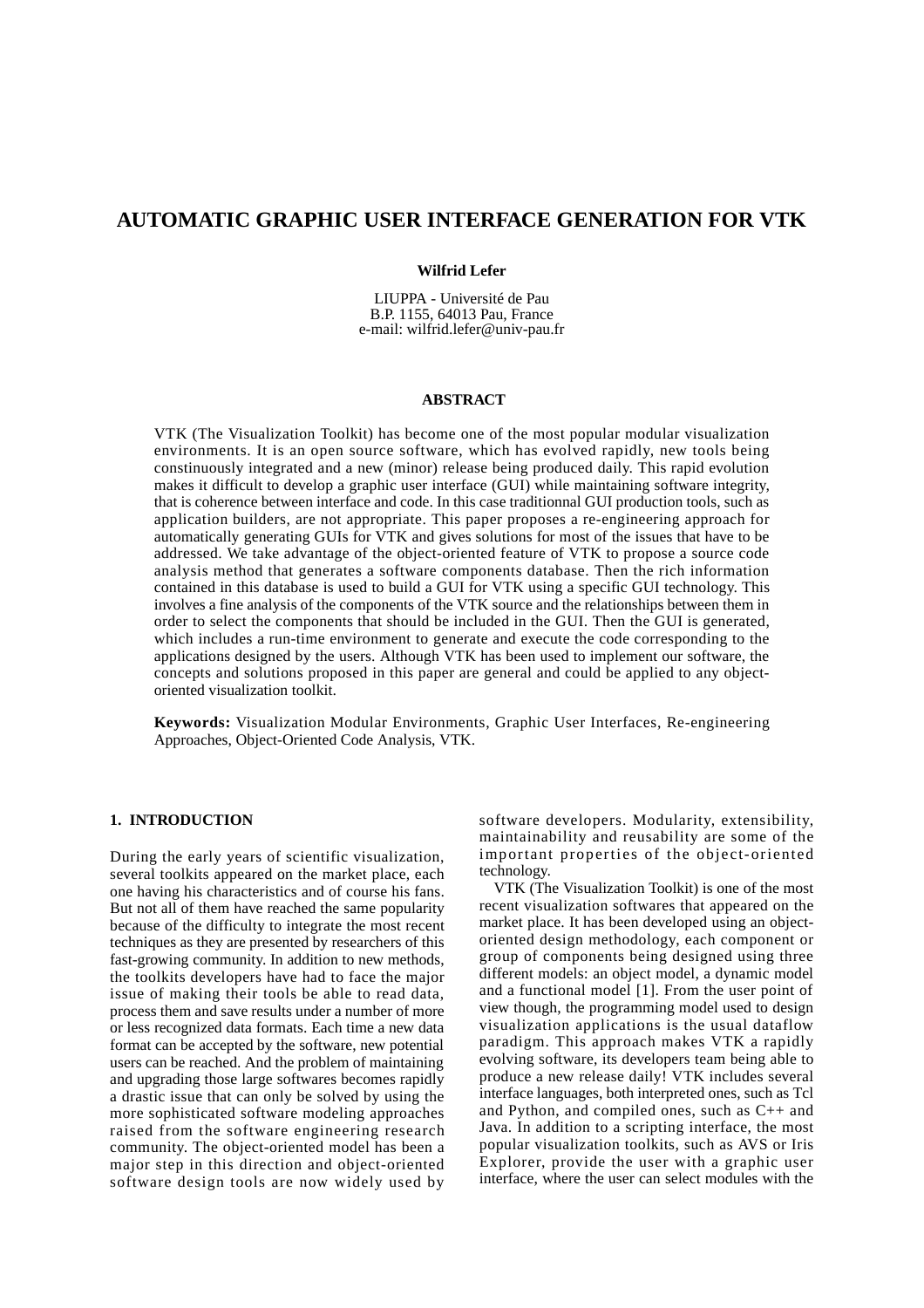# AUTOMATIC GRAPHIC USER INTERFACE GENERATION FOR VTK

**Wilfrid Lefer**

LIUPPA - Université de Pau
B.P. 1155, 64013 Pau, France
e-mail: wilfrid.lefer@univ-pau.fr

## ABSTRACT

VTK (The Visualization Toolkit) has become one of the most popular modular visualization environments. It is an open source software, which has evolved rapidly, new tools being constinuously integrated and a new (minor) release being produced daily. This rapid evolution makes it difficult to develop a graphic user interface (GUI) while maintaining software integrity, that is coherence between interface and code. In this case traditionnal GUI production tools, such as application builders, are not appropriate. This paper proposes a re-engineering approach for automatically generating GUIs for VTK and gives solutions for most of the issues that have to be addressed. We take advantage of the object-oriented feature of VTK to propose a source code analysis method that generates a software components database. Then the rich information contained in this database is used to build a GUI for VTK using a specific GUI technology. This involves a fine analysis of the components of the VTK source and the relationships between them in order to select the components that should be included in the GUI. Then the GUI is generated, which includes a run-time environment to generate and execute the code corresponding to the applications designed by the users. Although VTK has been used to implement our software, the concepts and solutions proposed in this paper are general and could be applied to any object-oriented visualization toolkit.

**Keywords:** Visualization Modular Environments, Graphic User Interfaces, Re-engineering Approaches, Object-Oriented Code Analysis, VTK.

## 1. INTRODUCTION

During the early years of scientific visualization, several toolkits appeared on the market place, each one having his characteristics and of course his fans. But not all of them have reached the same popularity because of the difficulty to integrate the most recent techniques as they are presented by researchers of this fast-growing community. In addition to new methods, the toolkits developers have had to face the major issue of making their tools be able to read data, process them and save results under a number of more or less recognized data formats. Each time a new data format can be accepted by the software, new potential users can be reached. And the problem of maintaining and upgrading those large softwares becomes rapidly a drastic issue that can only be solved by using the more sophisticated software modeling approaches raised from the software engineering research community. The object-oriented model has been a major step in this direction and object-oriented software design tools are now widely used by software developers. Modularity, extensibility, maintainability and reusability are some of the important properties of the object-oriented technology.

VTK (The Visualization Toolkit) is one of the most recent visualization softwares that appeared on the market place. It has been developed using an object-oriented design methodology, each component or group of components being designed using three different models: an object model, a dynamic model and a functional model [1]. From the user point of view though, the programming model used to design visualization applications is the usual dataflow paradigm. This approach makes VTK a rapidly evolving software, its developers team being able to produce a new release daily! VTK includes several interface languages, both interpreted ones, such as Tcl and Python, and compiled ones, such as C++ and Java. In addition to a scripting interface, the most popular visualization toolkits, such as AVS or Iris Explorer, provide the user with a graphic user interface, where the user can select modules with the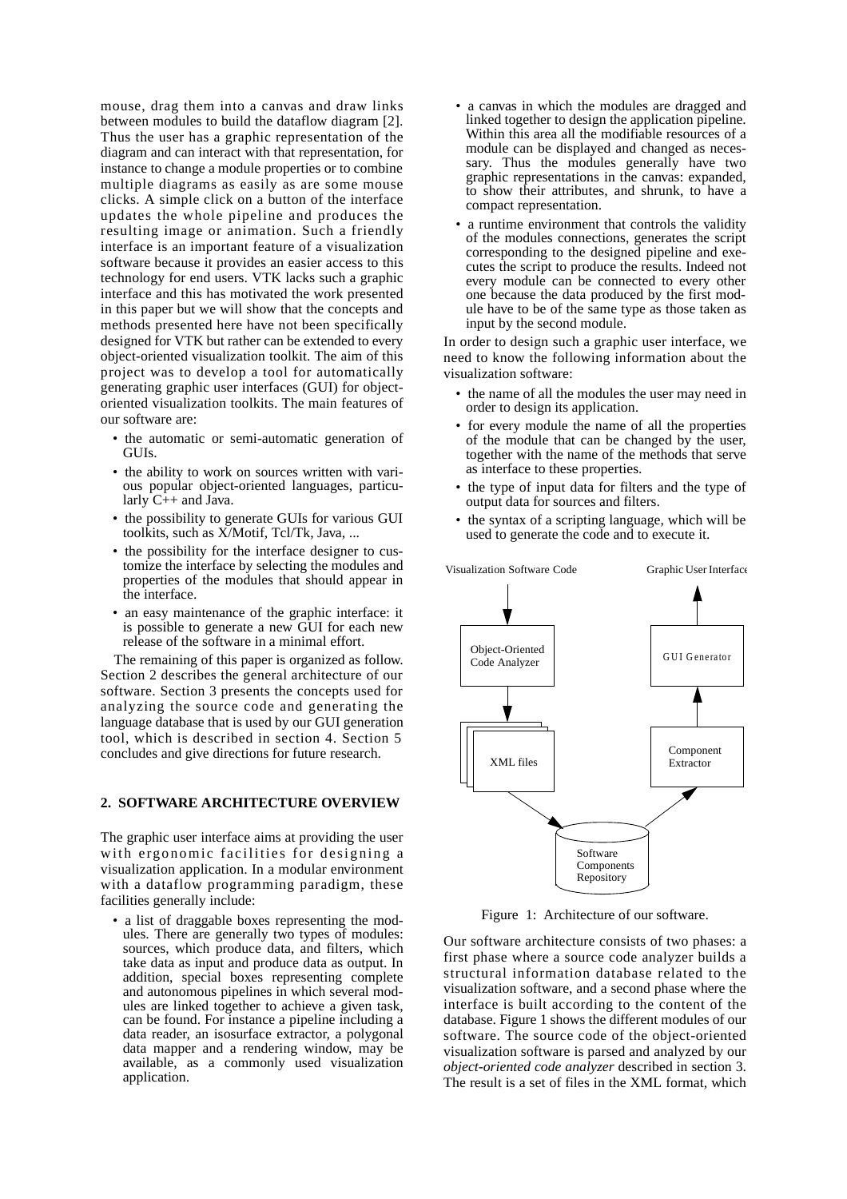mouse, drag them into a canvas and draw links between modules to build the dataflow diagram [2]. Thus the user has a graphic representation of the diagram and can interact with that representation, for instance to change a module properties or to combine multiple diagrams as easily as are some mouse clicks. A simple click on a button of the interface updates the whole pipeline and produces the resulting image or animation. Such a friendly interface is an important feature of a visualization software because it provides an easier access to this technology for end users. VTK lacks such a graphic interface and this has motivated the work presented in this paper but we will show that the concepts and methods presented here have not been specifically designed for VTK but rather can be extended to every object-oriented visualization toolkit. The aim of this project was to develop a tool for automatically generating graphic user interfaces (GUI) for object-oriented visualization toolkits. The main features of our software are:

- the automatic or semi-automatic generation of GUIs.
- the ability to work on sources written with various popular object-oriented languages, particularly C++ and Java.
- the possibility to generate GUIs for various GUI toolkits, such as X/Motif, Tcl/Tk, Java, ...
- the possibility for the interface designer to customize the interface by selecting the modules and properties of the modules that should appear in the interface.
- an easy maintenance of the graphic interface: it is possible to generate a new GUI for each new release of the software in a minimal effort.

The remaining of this paper is organized as follow. Section 2 describes the general architecture of our software. Section 3 presents the concepts used for analyzing the source code and generating the language database that is used by our GUI generation tool, which is described in section 4. Section 5 concludes and give directions for future research.

## 2. SOFTWARE ARCHITECTURE OVERVIEW

The graphic user interface aims at providing the user with ergonomic facilities for designing a visualization application. In a modular environment with a dataflow programming paradigm, these facilities generally include:

- a list of draggable boxes representing the modules. There are generally two types of modules: sources, which produce data, and filters, which take data as input and produce data as output. In addition, special boxes representing complete and autonomous pipelines in which several modules are linked together to achieve a given task, can be found. For instance a pipeline including a data reader, an isosurface extractor, a polygonal data mapper and a rendering window, may be available, as a commonly used visualization application.
- a canvas in which the modules are dragged and linked together to design the application pipeline. Within this area all the modifiable resources of a module can be displayed and changed as necessary. Thus the modules generally have two graphic representations in the canvas: expanded, to show their attributes, and shrunk, to have a compact representation.
- a runtime environment that controls the validity of the modules connections, generates the script corresponding to the designed pipeline and executes the script to produce the results. Indeed not every module can be connected to every other one because the data produced by the first module have to be of the same type as those taken as input by the second module.

In order to design such a graphic user interface, we need to know the following information about the visualization software:

- the name of all the modules the user may need in order to design its application.
- for every module the name of all the properties of the module that can be changed by the user, together with the name of the methods that serve as interface to these properties.
- the type of input data for filters and the type of output data for sources and filters.
- the syntax of a scripting language, which will be used to generate the code and to execute it.

Visualization Software Code → Object-Oriented Code Analyzer → XML files → Software Components Repository → Component Extractor → GUI Generator → Graphic User Interface

Figure 1: Architecture of our software.

Our software architecture consists of two phases: a first phase where a source code analyzer builds a structural information database related to the visualization software, and a second phase where the interface is built according to the content of the database. Figure 1 shows the different modules of our software. The source code of the object-oriented visualization software is parsed and analyzed by our *object-oriented code analyzer* described in section 3. The result is a set of files in the XML format, which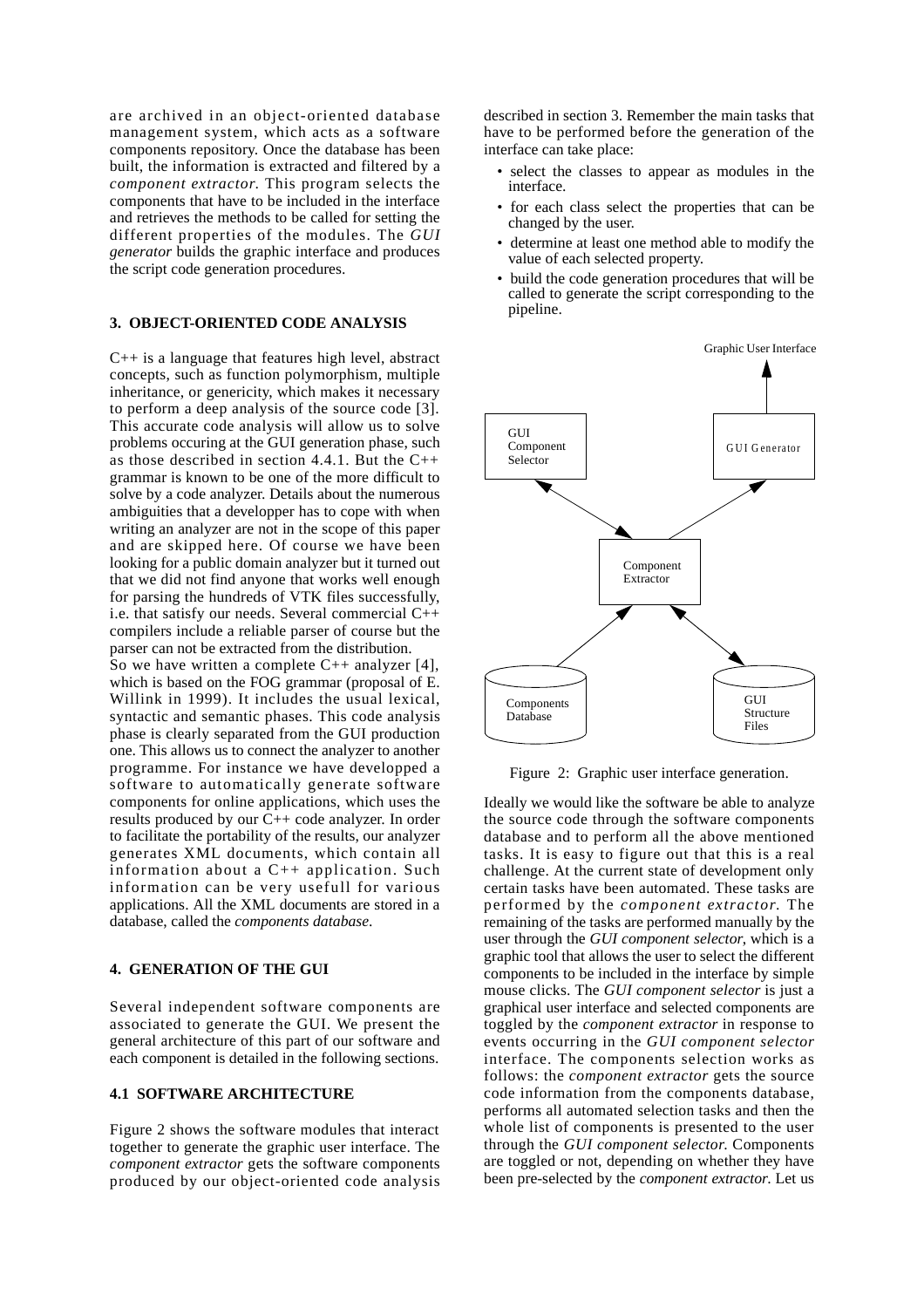are archived in an object-oriented database management system, which acts as a software components repository. Once the database has been built, the information is extracted and filtered by a *component extractor*. This program selects the components that have to be included in the interface and retrieves the methods to be called for setting the different properties of the modules. The *GUI generator* builds the graphic interface and produces the script code generation procedures.

## 3. OBJECT-ORIENTED CODE ANALYSIS

C++ is a language that features high level, abstract concepts, such as function polymorphism, multiple inheritance, or genericity, which makes it necessary to perform a deep analysis of the source code [3]. This accurate code analysis will allow us to solve problems occuring at the GUI generation phase, such as those described in section 4.4.1. But the C++ grammar is known to be one of the more difficult to solve by a code analyzer. Details about the numerous ambiguities that a developper has to cope with when writing an analyzer are not in the scope of this paper and are skipped here. Of course we have been looking for a public domain analyzer but it turned out that we did not find anyone that works well enough for parsing the hundreds of VTK files successfully, i.e. that satisfy our needs. Several commercial C++ compilers include a reliable parser of course but the parser can not be extracted from the distribution.

So we have written a complete C++ analyzer [4], which is based on the FOG grammar (proposal of E. Willink in 1999). It includes the usual lexical, syntactic and semantic phases. This code analysis phase is clearly separated from the GUI production one. This allows us to connect the analyzer to another programme. For instance we have developped a software to automatically generate software components for online applications, which uses the results produced by our C++ code analyzer. In order to facilitate the portability of the results, our analyzer generates XML documents, which contain all information about a C++ application. Such information can be very usefull for various applications. All the XML documents are stored in a database, called the *components database*.

## 4. GENERATION OF THE GUI

Several independent software components are associated to generate the GUI. We present the general architecture of this part of our software and each component is detailed in the following sections.

### 4.1 SOFTWARE ARCHITECTURE

Figure 2 shows the software modules that interact together to generate the graphic user interface. The *component extractor* gets the software components produced by our object-oriented code analysis described in section 3. Remember the main tasks that have to be performed before the generation of the interface can take place:

- select the classes to appear as modules in the interface.
- for each class select the properties that can be changed by the user.
- determine at least one method able to modify the value of each selected property.
- build the code generation procedures that will be called to generate the script corresponding to the pipeline.

Graphic User Interface

GUI Component Selector

GUI Generator

Component Extractor

Components Database

GUI Structure Files

Figure 2: Graphic user interface generation.

Ideally we would like the software be able to analyze the source code through the software components database and to perform all the above mentioned tasks. It is easy to figure out that this is a real challenge. At the current state of development only certain tasks have been automated. These tasks are performed by the *component extractor*. The remaining of the tasks are performed manually by the user through the *GUI component selector*, which is a graphic tool that allows the user to select the different components to be included in the interface by simple mouse clicks. The *GUI component selector* is just a graphical user interface and selected components are toggled by the *component extractor* in response to events occurring in the *GUI component selector* interface. The components selection works as follows: the *component extractor* gets the source code information from the components database, performs all automated selection tasks and then the whole list of components is presented to the user through the *GUI component selector*. Components are toggled or not, depending on whether they have been pre-selected by the *component extractor*. Let us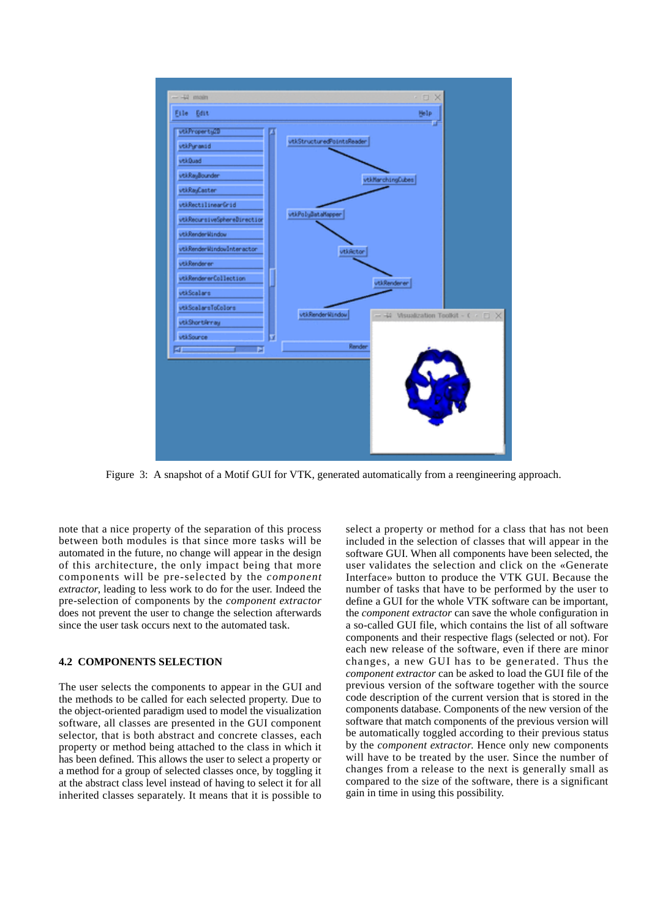Figure 3: A snapshot of a Motif GUI for VTK, generated automatically from a reengineering approach.

note that a nice property of the separation of this process between both modules is that since more tasks will be automated in the future, no change will appear in the design of this architecture, the only impact being that more components will be pre-selected by the *component extractor*, leading to less work to do for the user. Indeed the pre-selection of components by the *component extractor* does not prevent the user to change the selection afterwards since the user task occurs next to the automated task.

### 4.2 COMPONENTS SELECTION

The user selects the components to appear in the GUI and the methods to be called for each selected property. Due to the object-oriented paradigm used to model the visualization software, all classes are presented in the GUI component selector, that is both abstract and concrete classes, each property or method being attached to the class in which it has been defined. This allows the user to select a property or a method for a group of selected classes once, by toggling it at the abstract class level instead of having to select it for all inherited classes separately. It means that it is possible to select a property or method for a class that has not been included in the selection of classes that will appear in the software GUI. When all components have been selected, the user validates the selection and click on the «Generate Interface» button to produce the VTK GUI. Because the number of tasks that have to be performed by the user to define a GUI for the whole VTK software can be important, the *component extractor* can save the whole configuration in a so-called GUI file, which contains the list of all software components and their respective flags (selected or not). For each new release of the software, even if there are minor changes, a new GUI has to be generated. Thus the *component extractor* can be asked to load the GUI file of the previous version of the software together with the source code description of the current version that is stored in the components database. Components of the new version of the software that match components of the previous version will be automatically toggled according to their previous status by the *component extractor.* Hence only new components will have to be treated by the user. Since the number of changes from a release to the next is generally small as compared to the size of the software, there is a significant gain in time in using this possibility.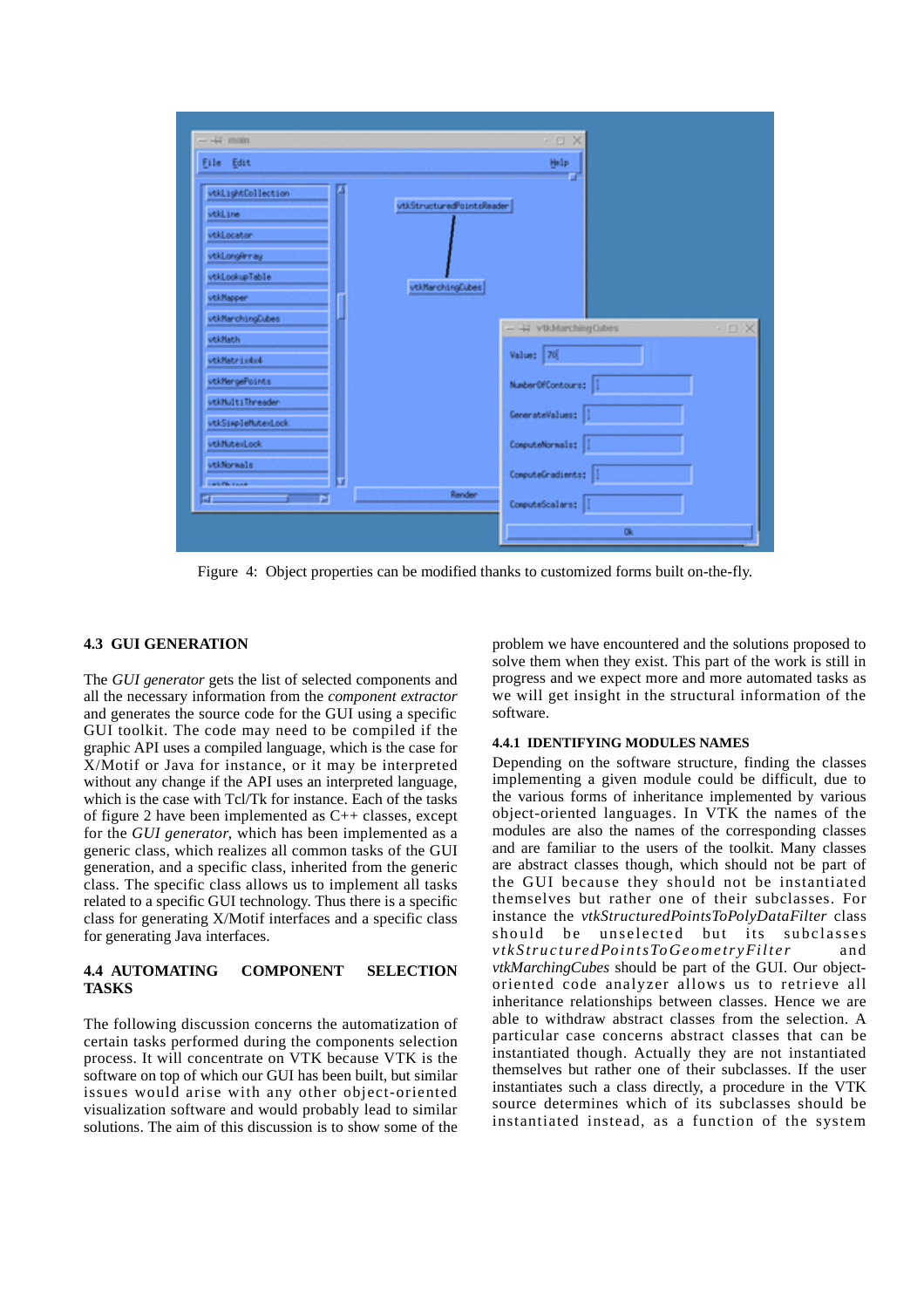Figure 4: Object properties can be modified thanks to customized forms built on-the-fly.

### 4.3 GUI GENERATION

The *GUI generator* gets the list of selected components and all the necessary information from the *component extractor* and generates the source code for the GUI using a specific GUI toolkit. The code may need to be compiled if the graphic API uses a compiled language, which is the case for X/Motif or Java for instance, or it may be interpreted without any change if the API uses an interpreted language, which is the case with Tcl/Tk for instance. Each of the tasks of figure 2 have been implemented as C++ classes, except for the *GUI generator*, which has been implemented as a generic class, which realizes all common tasks of the GUI generation, and a specific class, inherited from the generic class. The specific class allows us to implement all tasks related to a specific GUI technology. Thus there is a specific class for generating X/Motif interfaces and a specific class for generating Java interfaces.

### 4.4 AUTOMATING COMPONENT SELECTION TASKS

The following discussion concerns the automatization of certain tasks performed during the components selection process. It will concentrate on VTK because VTK is the software on top of which our GUI has been built, but similar issues would arise with any other object-oriented visualization software and would probably lead to similar solutions. The aim of this discussion is to show some of the problem we have encountered and the solutions proposed to solve them when they exist. This part of the work is still in progress and we expect more and more automated tasks as we will get insight in the structural information of the software.

#### 4.4.1 IDENTIFYING MODULES NAMES

Depending on the software structure, finding the classes implementing a given module could be difficult, due to the various forms of inheritance implemented by various object-oriented languages. In VTK the names of the modules are also the names of the corresponding classes and are familiar to the users of the toolkit. Many classes are abstract classes though, which should not be part of the GUI because they should not be instantiated themselves but rather one of their subclasses. For instance the *vtkStructuredPointsToPolyDataFilter* class should be unselected but its subclasses *vtkStructuredPointsToGeometryFilter* and *vtkMarchingCubes* should be part of the GUI. Our object-oriented code analyzer allows us to retrieve all inheritance relationships between classes. Hence we are able to withdraw abstract classes from the selection. A particular case concerns abstract classes that can be instantiated though. Actually they are not instantiated themselves but rather one of their subclasses. If the user instantiates such a class directly, a procedure in the VTK source determines which of its subclasses should be instantiated instead, as a function of the system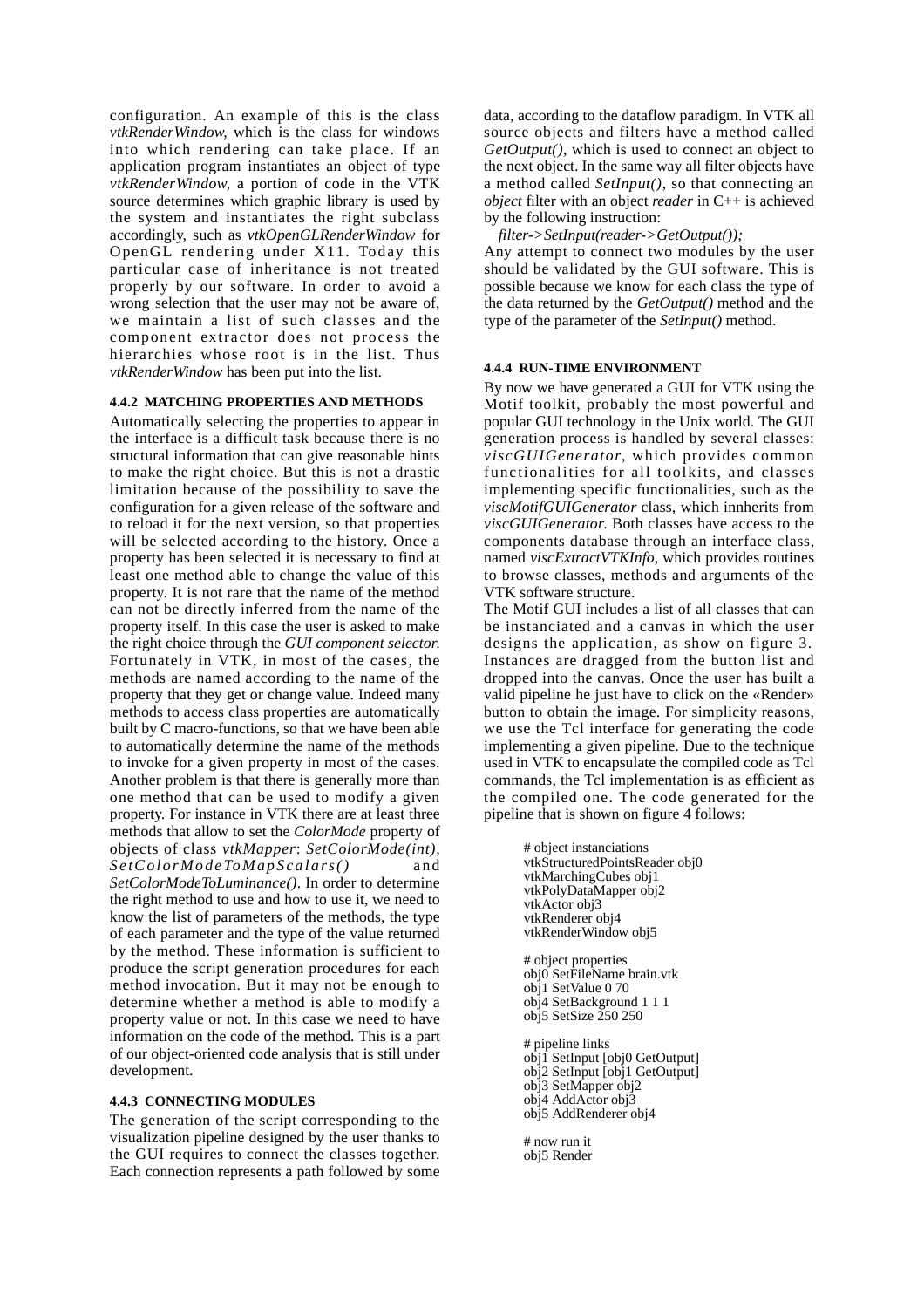configuration. An example of this is the class *vtkRenderWindow*, which is the class for windows into which rendering can take place. If an application program instantiates an object of type *vtkRenderWindow*, a portion of code in the VTK source determines which graphic library is used by the system and instantiates the right subclass accordingly, such as *vtkOpenGLRenderWindow* for OpenGL rendering under X11. Today this particular case of inheritance is not treated properly by our software. In order to avoid a wrong selection that the user may not be aware of, we maintain a list of such classes and the component extractor does not process the hierarchies whose root is in the list. Thus *vtkRenderWindow* has been put into the list.

#### 4.4.2 MATCHING PROPERTIES AND METHODS

Automatically selecting the properties to appear in the interface is a difficult task because there is no structural information that can give reasonable hints to make the right choice. But this is not a drastic limitation because of the possibility to save the configuration for a given release of the software and to reload it for the next version, so that properties will be selected according to the history. Once a property has been selected it is necessary to find at least one method able to change the value of this property. It is not rare that the name of the method can not be directly inferred from the name of the property itself. In this case the user is asked to make the right choice through the *GUI component selector*. Fortunately in VTK, in most of the cases, the methods are named according to the name of the property that they get or change value. Indeed many methods to access class properties are automatically built by C macro-functions, so that we have been able to automatically determine the name of the methods to invoke for a given property in most of the cases. Another problem is that there is generally more than one method that can be used to modify a given property. For instance in VTK there are at least three methods that allow to set the *ColorMode* property of objects of class *vtkMapper*: *SetColorMode(int)*, *SetColorModeToMapScalars()* and *SetColorModeToLuminance()*. In order to determine the right method to use and how to use it, we need to know the list of parameters of the methods, the type of each parameter and the type of the value returned by the method. These information is sufficient to produce the script generation procedures for each method invocation. But it may not be enough to determine whether a method is able to modify a property value or not. In this case we need to have information on the code of the method. This is a part of our object-oriented code analysis that is still under development.

#### 4.4.3 CONNECTING MODULES

The generation of the script corresponding to the visualization pipeline designed by the user thanks to the GUI requires to connect the classes together. Each connection represents a path followed by some data, according to the dataflow paradigm. In VTK all source objects and filters have a method called *GetOutput()*, which is used to connect an object to the next object. In the same way all filter objects have a method called *SetInput()*, so that connecting an *object* filter with an object *reader* in C++ is achieved by the following instruction:

*filter->SetInput(reader->GetOutput());*

Any attempt to connect two modules by the user should be validated by the GUI software. This is possible because we know for each class the type of the data returned by the *GetOutput()* method and the type of the parameter of the *SetInput()* method.

#### 4.4.4 RUN-TIME ENVIRONMENT

By now we have generated a GUI for VTK using the Motif toolkit, probably the most powerful and popular GUI technology in the Unix world. The GUI generation process is handled by several classes: *viscGUIGenerator*, which provides common functionalities for all toolkits, and classes implementing specific functionalities, such as the *viscMotifGUIGenerator* class, which innherits from *viscGUIGenerator*. Both classes have access to the components database through an interface class, named *viscExtractVTKInfo*, which provides routines to browse classes, methods and arguments of the VTK software structure.

The Motif GUI includes a list of all classes that can be instanciated and a canvas in which the user designs the application, as show on figure 3. Instances are dragged from the button list and dropped into the canvas. Once the user has built a valid pipeline he just have to click on the «Render» button to obtain the image. For simplicity reasons, we use the Tcl interface for generating the code implementing a given pipeline. Due to the technique used in VTK to encapsulate the compiled code as Tcl commands, the Tcl implementation is as efficient as the compiled one. The code generated for the pipeline that is shown on figure 4 follows:

```
# object instanciations
vtkStructuredPointsReader obj0
vtkMarchingCubes obj1
vtkPolyDataMapper obj2
vtkActor obj3
vtkRenderer obj4
vtkRenderWindow obj5

# object properties
obj0 SetFileName brain.vtk
obj1 SetValue 0 70
obj4 SetBackground 1 1 1
obj5 SetSize 250 250

# pipeline links
obj1 SetInput [obj0 GetOutput]
obj2 SetInput [obj1 GetOutput]
obj3 SetMapper obj2
obj4 AddActor obj3
obj5 AddRenderer obj4

# now run it
obj5 Render
```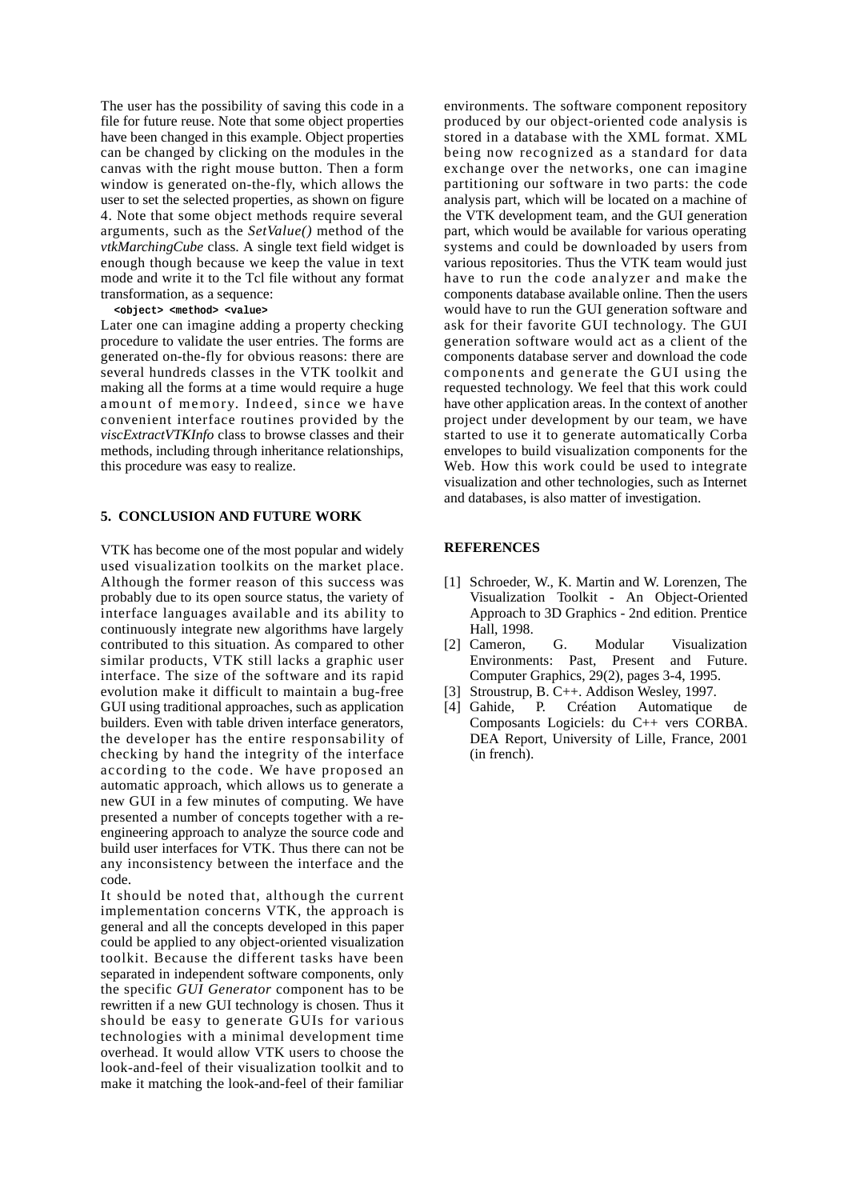The user has the possibility of saving this code in a file for future reuse. Note that some object properties have been changed in this example. Object properties can be changed by clicking on the modules in the canvas with the right mouse button. Then a form window is generated on-the-fly, which allows the user to set the selected properties, as shown on figure 4. Note that some object methods require several arguments, such as the *SetValue()* method of the *vtkMarchingCube* class. A single text field widget is enough though because we keep the value in text mode and write it to the Tcl file without any format transformation, as a sequence:

```
<object> <method> <value>
```

Later one can imagine adding a property checking procedure to validate the user entries. The forms are generated on-the-fly for obvious reasons: there are several hundreds classes in the VTK toolkit and making all the forms at a time would require a huge amount of memory. Indeed, since we have convenient interface routines provided by the *viscExtractVTKInfo* class to browse classes and their methods, including through inheritance relationships, this procedure was easy to realize.

## 5. CONCLUSION AND FUTURE WORK

VTK has become one of the most popular and widely used visualization toolkits on the market place. Although the former reason of this success was probably due to its open source status, the variety of interface languages available and its ability to continuously integrate new algorithms have largely contributed to this situation. As compared to other similar products, VTK still lacks a graphic user interface. The size of the software and its rapid evolution make it difficult to maintain a bug-free GUI using traditional approaches, such as application builders. Even with table driven interface generators, the developer has the entire responsability of checking by hand the integrity of the interface according to the code. We have proposed an automatic approach, which allows us to generate a new GUI in a few minutes of computing. We have presented a number of concepts together with a re-engineering approach to analyze the source code and build user interfaces for VTK. Thus there can not be any inconsistency between the interface and the code.

It should be noted that, although the current implementation concerns VTK, the approach is general and all the concepts developed in this paper could be applied to any object-oriented visualization toolkit. Because the different tasks have been separated in independent software components, only the specific *GUI Generator* component has to be rewritten if a new GUI technology is chosen. Thus it should be easy to generate GUIs for various technologies with a minimal development time overhead. It would allow VTK users to choose the look-and-feel of their visualization toolkit and to make it matching the look-and-feel of their familiar environments. The software component repository produced by our object-oriented code analysis is stored in a database with the XML format. XML being now recognized as a standard for data exchange over the networks, one can imagine partitioning our software in two parts: the code analysis part, which will be located on a machine of the VTK development team, and the GUI generation part, which would be available for various operating systems and could be downloaded by users from various repositories. Thus the VTK team would just have to run the code analyzer and make the components database available online. Then the users would have to run the GUI generation software and ask for their favorite GUI technology. The GUI generation software would act as a client of the components database server and download the code components and generate the GUI using the requested technology. We feel that this work could have other application areas. In the context of another project under development by our team, we have started to use it to generate automatically Corba envelopes to build visualization components for the Web. How this work could be used to integrate visualization and other technologies, such as Internet and databases, is also matter of investigation.

## REFERENCES

[1] Schroeder, W., K. Martin and W. Lorenzen, The Visualization Toolkit - An Object-Oriented Approach to 3D Graphics - 2nd edition. Prentice Hall, 1998.

[2] Cameron, G. Modular Visualization Environments: Past, Present and Future. Computer Graphics, 29(2), pages 3-4, 1995.

[3] Stroustrup, B. C++. Addison Wesley, 1997.

[4] Gahide, P. Création Automatique de Composants Logiciels: du C++ vers CORBA. DEA Report, University of Lille, France, 2001 (in french).